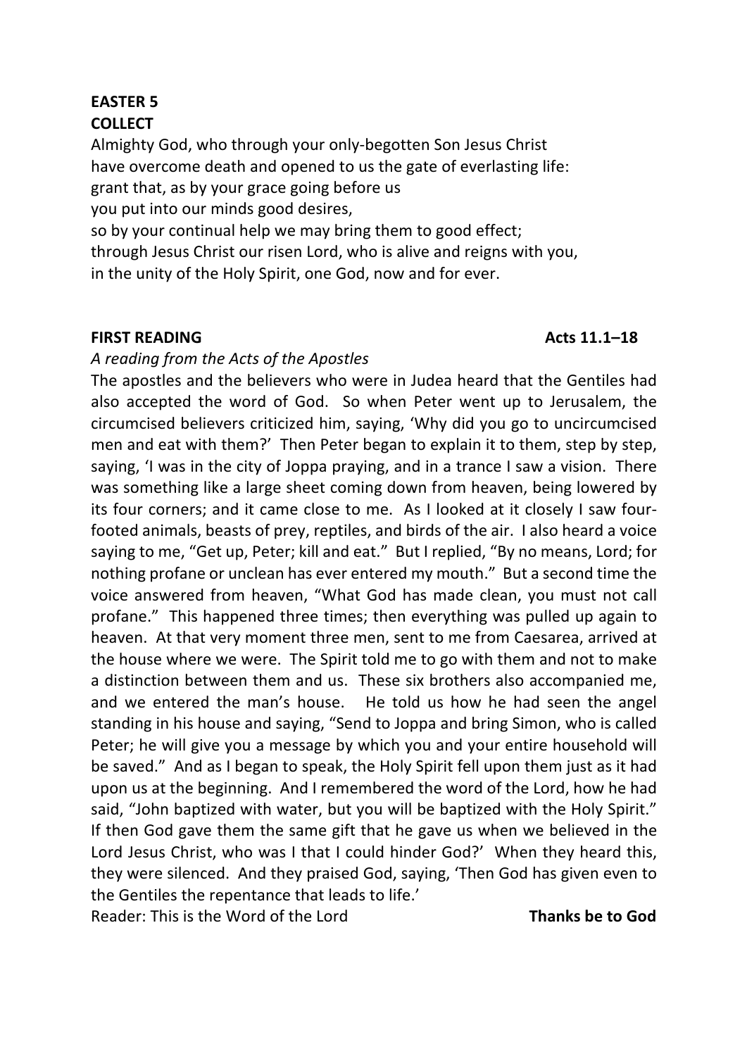**EASTER 5**
**COLLECT**

Almighty God, who through your only-begotten Son Jesus Christ
have overcome death and opened to us the gate of everlasting life:
grant that, as by your grace going before us
you put into our minds good desires,
so by your continual help we may bring them to good effect;
through Jesus Christ our risen Lord, who is alive and reigns with you,
in the unity of the Holy Spirit, one God, now and for ever.

**FIRST READING** **Acts 11.1–18**

*A reading from the Acts of the Apostles*

The apostles and the believers who were in Judea heard that the Gentiles had also accepted the word of God. So when Peter went up to Jerusalem, the circumcised believers criticized him, saying, 'Why did you go to uncircumcised men and eat with them?' Then Peter began to explain it to them, step by step, saying, 'I was in the city of Joppa praying, and in a trance I saw a vision. There was something like a large sheet coming down from heaven, being lowered by its four corners; and it came close to me. As I looked at it closely I saw four-footed animals, beasts of prey, reptiles, and birds of the air. I also heard a voice saying to me, "Get up, Peter; kill and eat." But I replied, "By no means, Lord; for nothing profane or unclean has ever entered my mouth." But a second time the voice answered from heaven, "What God has made clean, you must not call profane." This happened three times; then everything was pulled up again to heaven. At that very moment three men, sent to me from Caesarea, arrived at the house where we were. The Spirit told me to go with them and not to make a distinction between them and us. These six brothers also accompanied me, and we entered the man's house. He told us how he had seen the angel standing in his house and saying, "Send to Joppa and bring Simon, who is called Peter; he will give you a message by which you and your entire household will be saved." And as I began to speak, the Holy Spirit fell upon them just as it had upon us at the beginning. And I remembered the word of the Lord, how he had said, "John baptized with water, but you will be baptized with the Holy Spirit." If then God gave them the same gift that he gave us when we believed in the Lord Jesus Christ, who was I that could hinder God?' When they heard this, they were silenced. And they praised God, saying, 'Then God has given even to the Gentiles the repentance that leads to life.'

Reader: This is the Word of the Lord **Thanks be to God**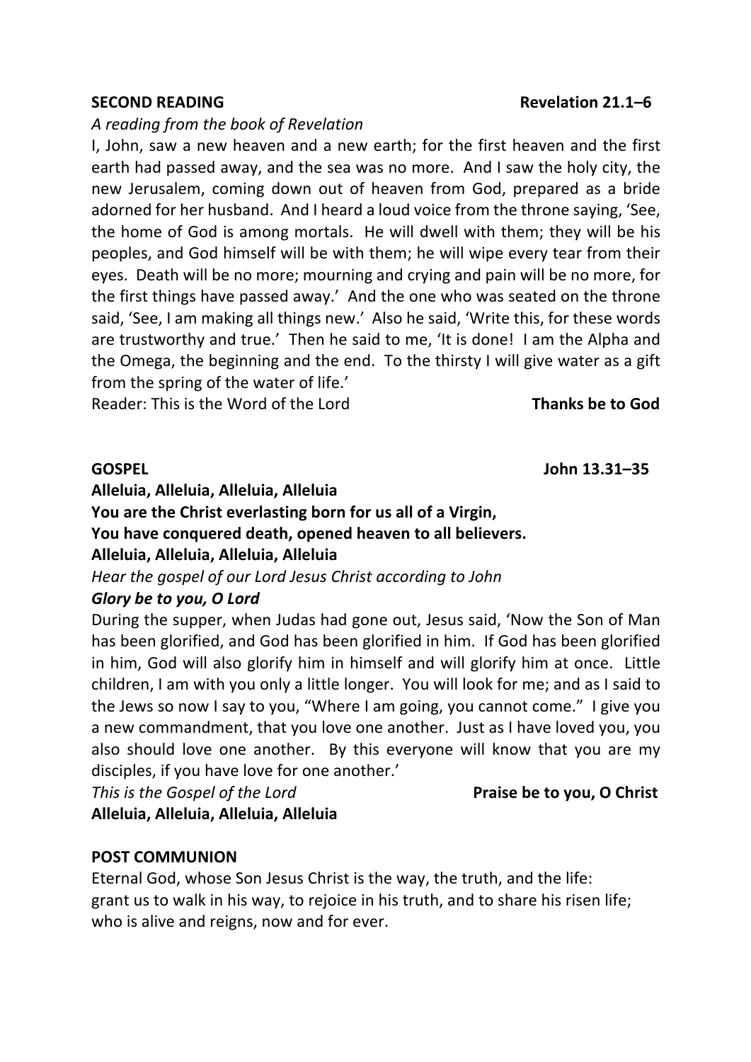**SECOND READING** **Revelation 21.1–6**

*A reading from the book of Revelation*

I, John, saw a new heaven and a new earth; for the first heaven and the first earth had passed away, and the sea was no more. And I saw the holy city, the new Jerusalem, coming down out of heaven from God, prepared as a bride adorned for her husband. And I heard a loud voice from the throne saying, 'See, the home of God is among mortals. He will dwell with them; they will be his peoples, and God himself will be with them; he will wipe every tear from their eyes. Death will be no more; mourning and crying and pain will be no more, for the first things have passed away.' And the one who was seated on the throne said, 'See, I am making all things new.' Also he said, 'Write this, for these words are trustworthy and true.' Then he said to me, 'It is done! I am the Alpha and the Omega, the beginning and the end. To the thirsty I will give water as a gift from the spring of the water of life.'

Reader: This is the Word of the Lord **Thanks be to God**

**GOSPEL** **John 13.31–35**

**Alleluia, Alleluia, Alleluia, Alleluia**
**You are the Christ everlasting born for us all of a Virgin,**
**You have conquered death, opened heaven to all believers.**
**Alleluia, Alleluia, Alleluia, Alleluia**

*Hear the gospel of our Lord Jesus Christ according to John*

***Glory be to you, O Lord***

During the supper, when Judas had gone out, Jesus said, 'Now the Son of Man has been glorified, and God has been glorified in him. If God has been glorified in him, God will also glorify him in himself and will glorify him at once. Little children, I am with you only a little longer. You will look for me; and as I said to the Jews so now I say to you, "Where I am going, you cannot come." I give you a new commandment, that you love one another. Just as I have loved you, you also should love one another. By this everyone will know that you are my disciples, if you have love for one another.'

*This is the Gospel of the Lord* **Praise be to you, O Christ**

**Alleluia, Alleluia, Alleluia, Alleluia**

**POST COMMUNION**

Eternal God, whose Son Jesus Christ is the way, the truth, and the life:
grant us to walk in his way, to rejoice in his truth, and to share his risen life;
who is alive and reigns, now and for ever.